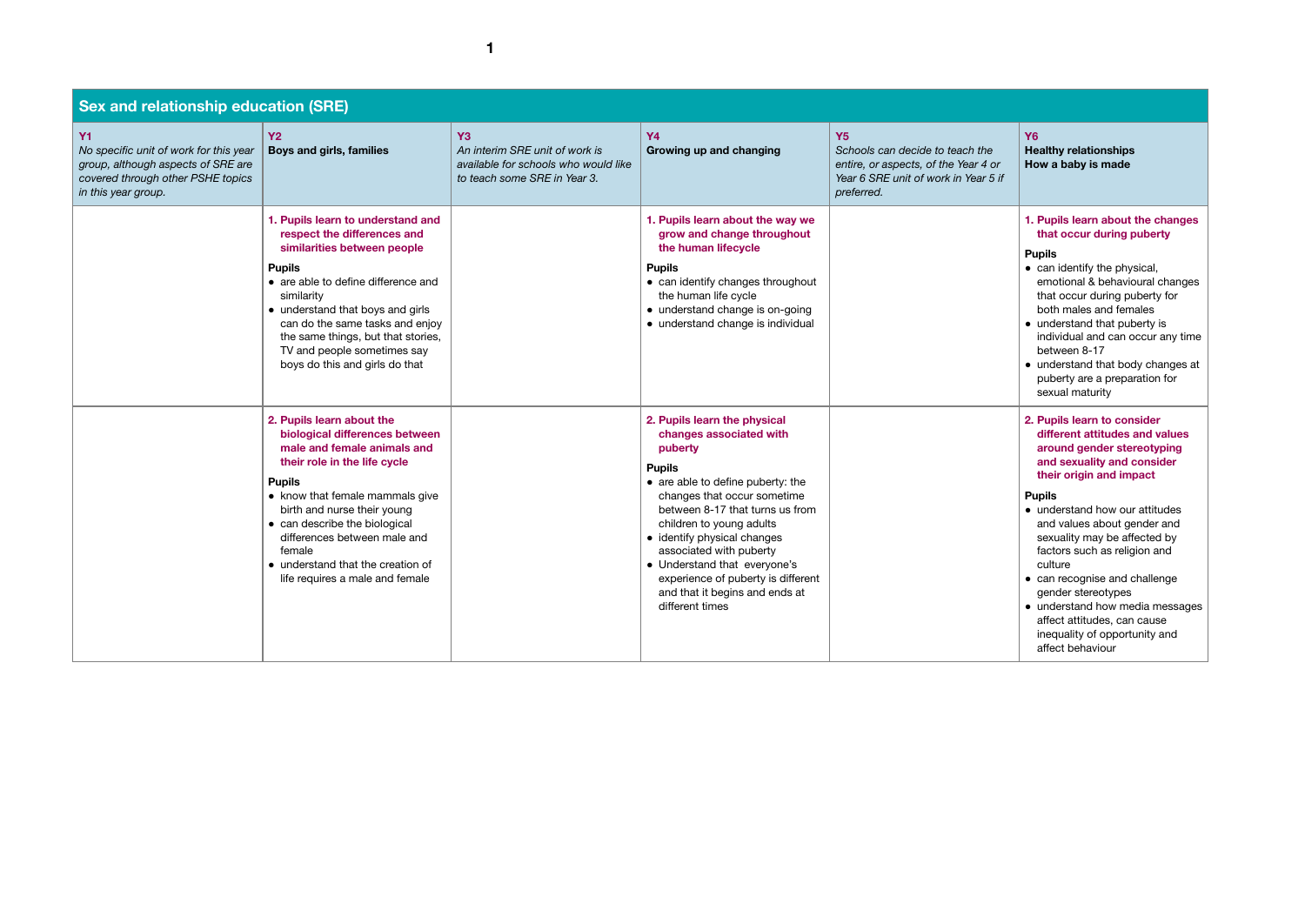## Sex and relationship education (SRE)

| **Y1**<br>*No specific unit of work for this year group, although aspects of SRE are covered through other PSHE topics in this year group.* | **Y2**<br>**Boys and girls, families** | **Y3**<br>*An interim SRE unit of work is available for schools who would like to teach some SRE in Year 3.* | **Y4**<br>**Growing up and changing** | **Y5**<br>*Schools can decide to teach the entire, or aspects, of the Year 4 or Year 6 SRE unit of work in Year 5 if preferred.* | **Y6**<br>**Healthy relationships**<br>**How a baby is made** |
|---|---|---|---|---|---|
| | **1. Pupils learn to understand and respect the differences and similarities between people**<br><br>**Pupils**<br>• are able to define difference and similarity<br>• understand that boys and girls can do the same tasks and enjoy the same things, but that stories, TV and people sometimes say boys do this and girls do that | | **1. Pupils learn about the way we grow and change throughout the human lifecycle**<br><br>**Pupils**<br>• can identify changes throughout the human life cycle<br>• understand change is on-going<br>• understand change is individual | | **1. Pupils learn about the changes that occur during puberty**<br><br>**Pupils**<br>• can identify the physical, emotional & behavioural changes that occur during puberty for both males and females<br>• understand that puberty is individual and can occur any time between 8-17<br>• understand that body changes at puberty are a preparation for sexual maturity |
| | **2. Pupils learn about the biological differences between male and female animals and their role in the life cycle**<br><br>**Pupils**<br>• know that female mammals give birth and nurse their young<br>• can describe the biological differences between male and female<br>• understand that the creation of life requires a male and female | | **2. Pupils learn the physical changes associated with puberty**<br><br>**Pupils**<br>• are able to define puberty: the changes that occur sometime between 8-17 that turns us from children to young adults<br>• identify physical changes associated with puberty<br>• Understand that everyone's experience of puberty is different and that it begins and ends at different times | | **2. Pupils learn to consider different attitudes and values around gender stereotyping and sexuality and consider their origin and impact**<br><br>**Pupils**<br>• understand how our attitudes and values about gender and sexuality may be affected by factors such as religion and culture<br>• can recognise and challenge gender stereotypes<br>• understand how media messages affect attitudes, can cause inequality of opportunity and affect behaviour |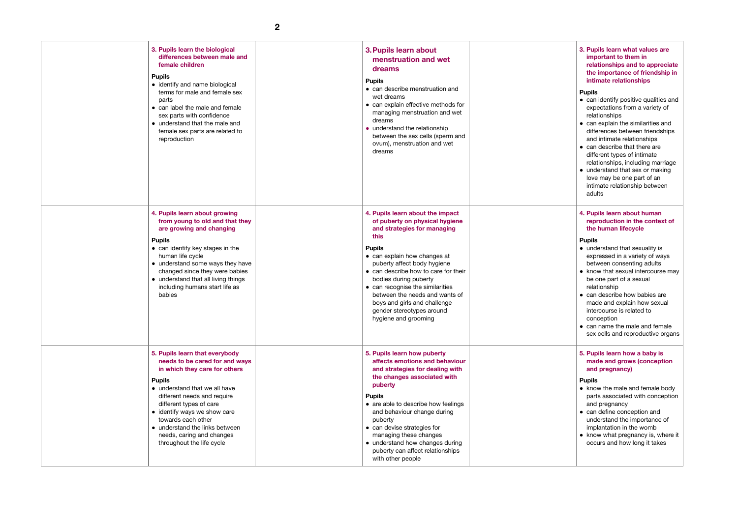| | | | | | |
|---|---|---|---|---|---|
| | **3. Pupils learn the biological differences between male and female children**<br><br>**Pupils**<br>• identify and name biological terms for male and female sex parts<br>• can label the male and female sex parts with confidence<br>• understand that the male and female sex parts are related to reproduction | | **3. Pupils learn about menstruation and wet dreams**<br><br>**Pupils**<br>• can describe menstruation and wet dreams<br>• can explain effective methods for managing menstruation and wet dreams<br>• understand the relationship between the sex cells (sperm and ovum), menstruation and wet dreams | | **3. Pupils learn what values are important to them in relationships and to appreciate the importance of friendship in intimate relationships**<br><br>**Pupils**<br>• can identify positive qualities and expectations from a variety of relationships<br>• can explain the similarities and differences between friendships and intimate relationships<br>• can describe that there are different types of intimate relationships, including marriage<br>• understand that sex or making love may be one part of an intimate relationship between adults |
| | **4. Pupils learn about growing from young to old and that they are growing and changing**<br><br>**Pupils**<br>• can identify key stages in the human life cycle<br>• understand some ways they have changed since they were babies<br>• understand that all living things including humans start life as babies | | **4. Pupils learn about the impact of puberty on physical hygiene and strategies for managing this**<br><br>**Pupils**<br>• can explain how changes at puberty affect body hygiene<br>• can describe how to care for their bodies during puberty<br>• can recognise the similarities between the needs and wants of boys and girls and challenge gender stereotypes around hygiene and grooming | | **4. Pupils learn about human reproduction in the context of the human lifecycle**<br><br>**Pupils**<br>• understand that sexuality is expressed in a variety of ways between consenting adults<br>• know that sexual intercourse may be one part of a sexual relationship<br>• can describe how babies are made and explain how sexual intercourse is related to conception<br>• can name the male and female sex cells and reproductive organs |
| | **5. Pupils learn that everybody needs to be cared for and ways in which they care for others**<br><br>**Pupils**<br>• understand that we all have different needs and require different types of care<br>• identify ways we show care towards each other<br>• understand the links between needs, caring and changes throughout the life cycle | | **5. Pupils learn how puberty affects emotions and behaviour and strategies for dealing with the changes associated with puberty**<br><br>**Pupils**<br>• are able to describe how feelings and behaviour change during puberty<br>• can devise strategies for managing these changes<br>• understand how changes during puberty can affect relationships with other people | | **5. Pupils learn how a baby is made and grows (conception and pregnancy)**<br><br>**Pupils**<br>• know the male and female body parts associated with conception and pregnancy<br>• can define conception and understand the importance of implantation in the womb<br>• know what pregnancy is, where it occurs and how long it takes |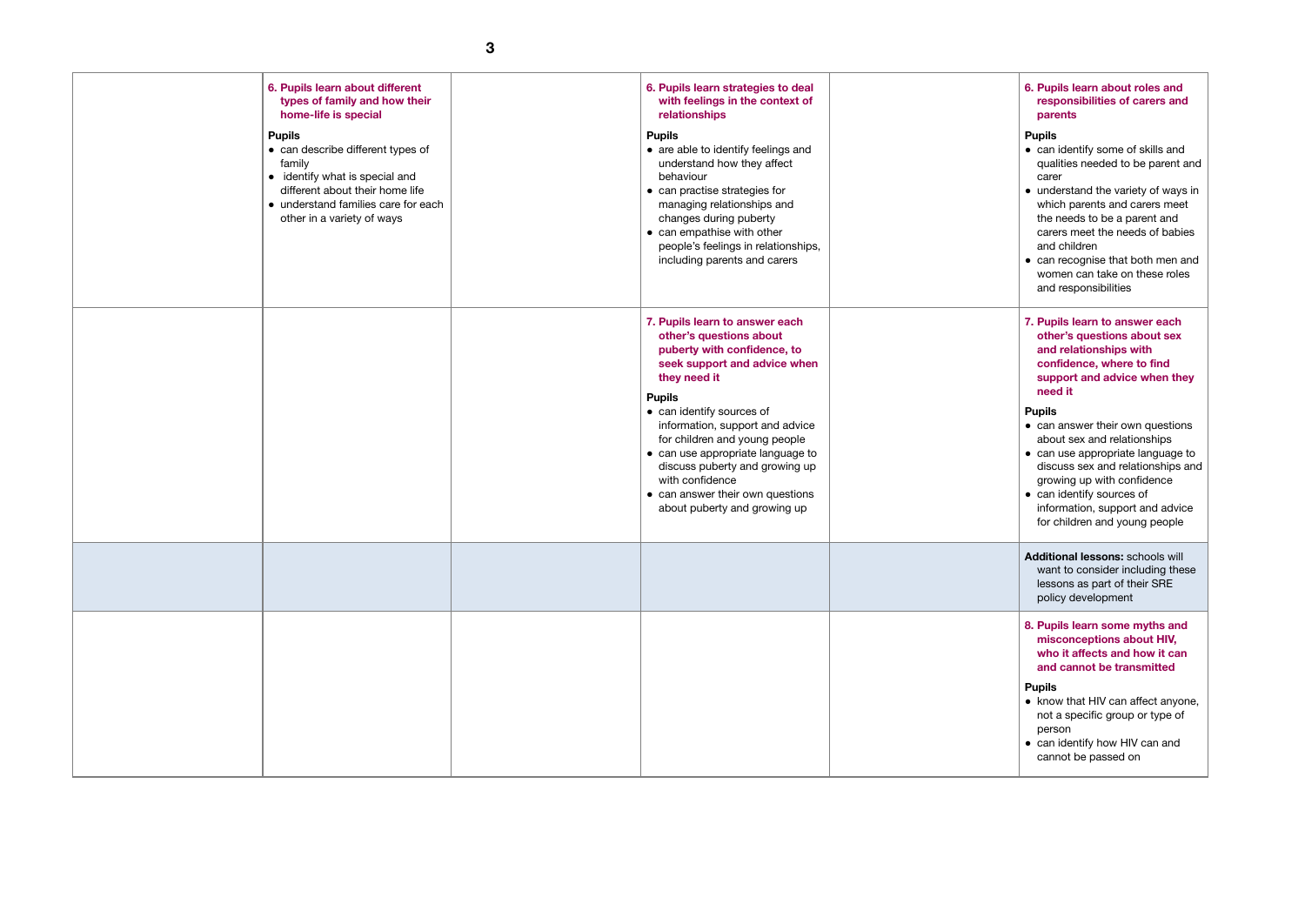| | | | | | |
|---|---|---|---|---|---|
| | **6. Pupils learn about different types of family and how their home-life is special**<br><br>**Pupils**<br>• can describe different types of family<br>• identify what is special and different about their home life<br>• understand families care for each other in a variety of ways | | **6. Pupils learn strategies to deal with feelings in the context of relationships**<br><br>**Pupils**<br>• are able to identify feelings and understand how they affect behaviour<br>• can practise strategies for managing relationships and changes during puberty<br>• can empathise with other people's feelings in relationships, including parents and carers | | **6. Pupils learn about roles and responsibilities of carers and parents**<br><br>**Pupils**<br>• can identify some of skills and qualities needed to be parent and carer<br>• understand the variety of ways in which parents and carers meet the needs to be a parent and carers meet the needs of babies and children<br>• can recognise that both men and women can take on these roles and responsibilities |
| | | | **7. Pupils learn to answer each other's questions about puberty with confidence, to seek support and advice when they need it**<br><br>**Pupils**<br>• can identify sources of information, support and advice for children and young people<br>• can use appropriate language to discuss puberty and growing up with confidence<br>• can answer their own questions about puberty and growing up | | **7. Pupils learn to answer each other's questions about sex and relationships with confidence, where to find support and advice when they need it**<br><br>**Pupils**<br>• can answer their own questions about sex and relationships<br>• can use appropriate language to discuss sex and relationships and growing up with confidence<br>• can identify sources of information, support and advice for children and young people |
| | | | | | **Additional lessons:** schools will want to consider including these lessons as part of their SRE policy development |
| | | | | | **8. Pupils learn some myths and misconceptions about HIV, who it affects and how it can and cannot be transmitted**<br><br>**Pupils**<br>• know that HIV can affect anyone, not a specific group or type of person<br>• can identify how HIV can and cannot be passed on |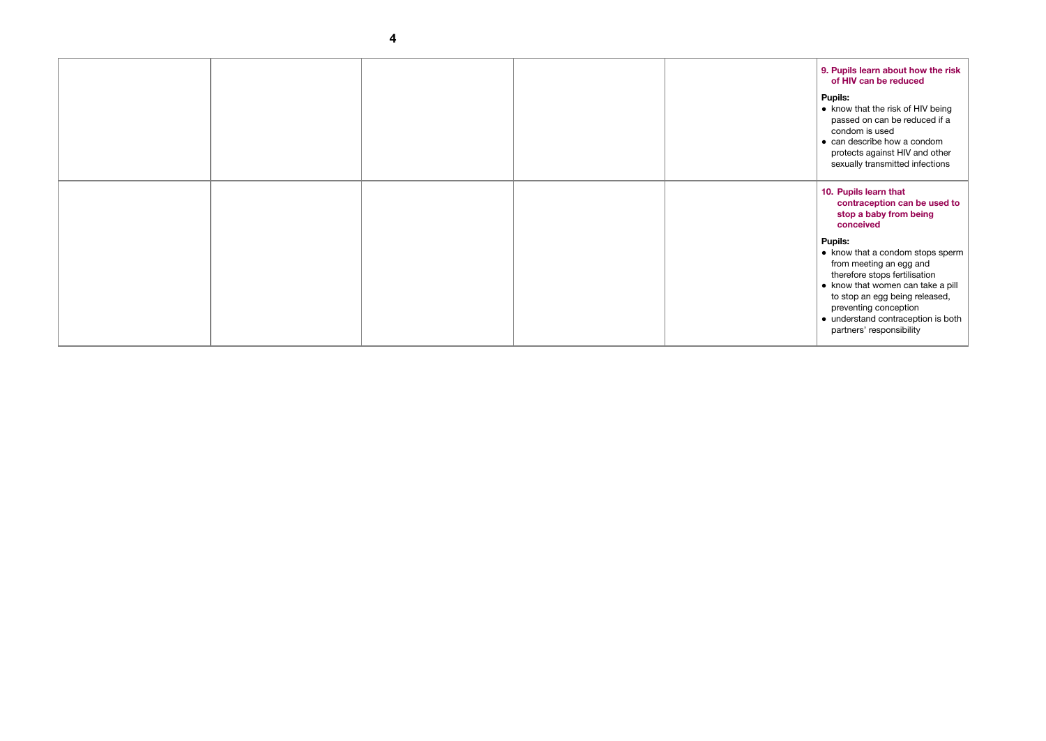| | | | | | |
|---|---|---|---|---|---|
| | | | | | **9. Pupils learn about how the risk of HIV can be reduced**<br><br>**Pupils:**<br>● know that the risk of HIV being passed on can be reduced if a condom is used<br>● can describe how a condom protects against HIV and other sexually transmitted infections |
| | | | | | **10. Pupils learn that contraception can be used to stop a baby from being conceived**<br><br>**Pupils:**<br>● know that a condom stops sperm from meeting an egg and therefore stops fertilisation<br>● know that women can take a pill to stop an egg being released, preventing conception<br>● understand contraception is both partners' responsibility |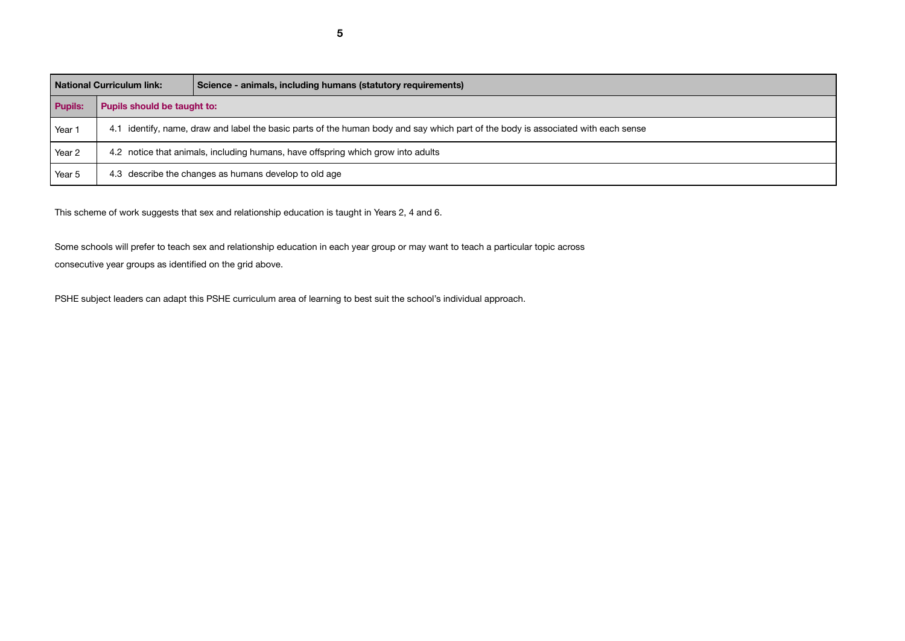| National Curriculum link: | Science - animals, including humans (statutory requirements) |
| --- | --- |
| **Pupils:** | **Pupils should be taught to:** |
| Year 1 | 4.1 identify, name, draw and label the basic parts of the human body and say which part of the body is associated with each sense |
| Year 2 | 4.2 notice that animals, including humans, have offspring which grow into adults |
| Year 5 | 4.3 describe the changes as humans develop to old age |

This scheme of work suggests that sex and relationship education is taught in Years 2, 4 and 6.

Some schools will prefer to teach sex and relationship education in each year group or may want to teach a particular topic across consecutive year groups as identified on the grid above.

PSHE subject leaders can adapt this PSHE curriculum area of learning to best suit the school's individual approach.